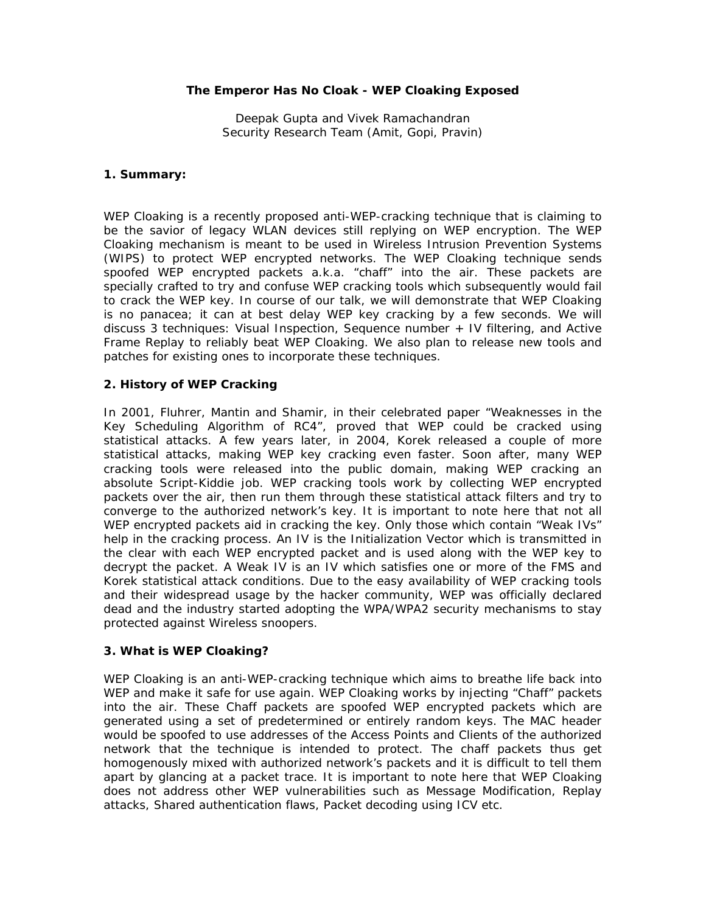# The Emperor Has No Cloak - WEP Cloaking Exposed

Deepak Gupta and Vivek Ramachandran
Security Research Team (Amit, Gopi, Pravin)

## 1. Summary:

WEP Cloaking is a recently proposed anti-WEP-cracking technique that is claiming to be the savior of legacy WLAN devices still replying on WEP encryption. The WEP Cloaking mechanism is meant to be used in Wireless Intrusion Prevention Systems (WIPS) to protect WEP encrypted networks. The WEP Cloaking technique sends spoofed WEP encrypted packets a.k.a. "chaff" into the air. These packets are specially crafted to try and confuse WEP cracking tools which subsequently would fail to crack the WEP key. In course of our talk, we will demonstrate that WEP Cloaking is no panacea; it can at best delay WEP key cracking by a few seconds. We will discuss 3 techniques: Visual Inspection, Sequence number + IV filtering, and Active Frame Replay to reliably beat WEP Cloaking. We also plan to release new tools and patches for existing ones to incorporate these techniques.

## 2. History of WEP Cracking

In 2001, Fluhrer, Mantin and Shamir, in their celebrated paper "Weaknesses in the Key Scheduling Algorithm of RC4", proved that WEP could be cracked using statistical attacks. A few years later, in 2004, Korek released a couple of more statistical attacks, making WEP key cracking even faster. Soon after, many WEP cracking tools were released into the public domain, making WEP cracking an absolute Script-Kiddie job. WEP cracking tools work by collecting WEP encrypted packets over the air, then run them through these statistical attack filters and try to converge to the authorized network's key. It is important to note here that not all WEP encrypted packets aid in cracking the key. Only those which contain "Weak IVs" help in the cracking process. An IV is the Initialization Vector which is transmitted in the clear with each WEP encrypted packet and is used along with the WEP key to decrypt the packet. A Weak IV is an IV which satisfies one or more of the FMS and Korek statistical attack conditions. Due to the easy availability of WEP cracking tools and their widespread usage by the hacker community, WEP was officially declared dead and the industry started adopting the WPA/WPA2 security mechanisms to stay protected against Wireless snoopers.

## 3. What is WEP Cloaking?

WEP Cloaking is an anti-WEP-cracking technique which aims to breathe life back into WEP and make it safe for use again. WEP Cloaking works by injecting "Chaff" packets into the air. These Chaff packets are spoofed WEP encrypted packets which are generated using a set of predetermined or entirely random keys. The MAC header would be spoofed to use addresses of the Access Points and Clients of the authorized network that the technique is intended to protect. The chaff packets thus get homogenously mixed with authorized network's packets and it is difficult to tell them apart by glancing at a packet trace. It is important to note here that WEP Cloaking does not address other WEP vulnerabilities such as Message Modification, Replay attacks, Shared authentication flaws, Packet decoding using ICV etc.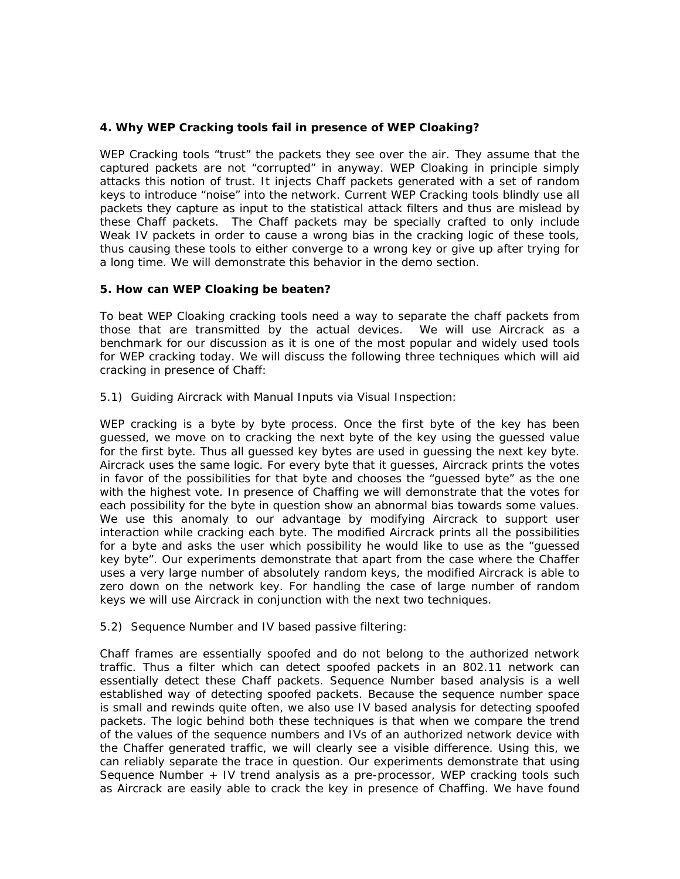### 4. Why WEP Cracking tools fail in presence of WEP Cloaking?

WEP Cracking tools "trust" the packets they see over the air. They assume that the captured packets are not "corrupted" in anyway. WEP Cloaking in principle simply attacks this notion of trust. It injects Chaff packets generated with a set of random keys to introduce "noise" into the network. Current WEP Cracking tools blindly use all packets they capture as input to the statistical attack filters and thus are mislead by these Chaff packets. The Chaff packets may be specially crafted to only include Weak IV packets in order to cause a wrong bias in the cracking logic of these tools, thus causing these tools to either converge to a wrong key or give up after trying for a long time. We will demonstrate this behavior in the demo section.

### 5. How can WEP Cloaking be beaten?

To beat WEP Cloaking cracking tools need a way to separate the chaff packets from those that are transmitted by the actual devices. We will use Aircrack as a benchmark for our discussion as it is one of the most popular and widely used tools for WEP cracking today. We will discuss the following three techniques which will aid cracking in presence of Chaff:

5.1) Guiding Aircrack with Manual Inputs via Visual Inspection:

WEP cracking is a byte by byte process. Once the first byte of the key has been guessed, we move on to cracking the next byte of the key using the guessed value for the first byte. Thus all guessed key bytes are used in guessing the next key byte. Aircrack uses the same logic. For every byte that it guesses, Aircrack prints the votes in favor of the possibilities for that byte and chooses the "guessed byte" as the one with the highest vote. In presence of Chaffing we will demonstrate that the votes for each possibility for the byte in question show an abnormal bias towards some values. We use this anomaly to our advantage by modifying Aircrack to support user interaction while cracking each byte. The modified Aircrack prints all the possibilities for a byte and asks the user which possibility he would like to use as the "guessed key byte". Our experiments demonstrate that apart from the case where the Chaffer uses a very large number of absolutely random keys, the modified Aircrack is able to zero down on the network key. For handling the case of large number of random keys we will use Aircrack in conjunction with the next two techniques.

5.2) Sequence Number and IV based passive filtering:

Chaff frames are essentially spoofed and do not belong to the authorized network traffic. Thus a filter which can detect spoofed packets in an 802.11 network can essentially detect these Chaff packets. Sequence Number based analysis is a well established way of detecting spoofed packets. Because the sequence number space is small and rewinds quite often, we also use IV based analysis for detecting spoofed packets. The logic behind both these techniques is that when we compare the trend of the values of the sequence numbers and IVs of an authorized network device with the Chaffer generated traffic, we will clearly see a visible difference. Using this, we can reliably separate the trace in question. Our experiments demonstrate that using Sequence Number + IV trend analysis as a pre-processor, WEP cracking tools such as Aircrack are easily able to crack the key in presence of Chaffing. We have found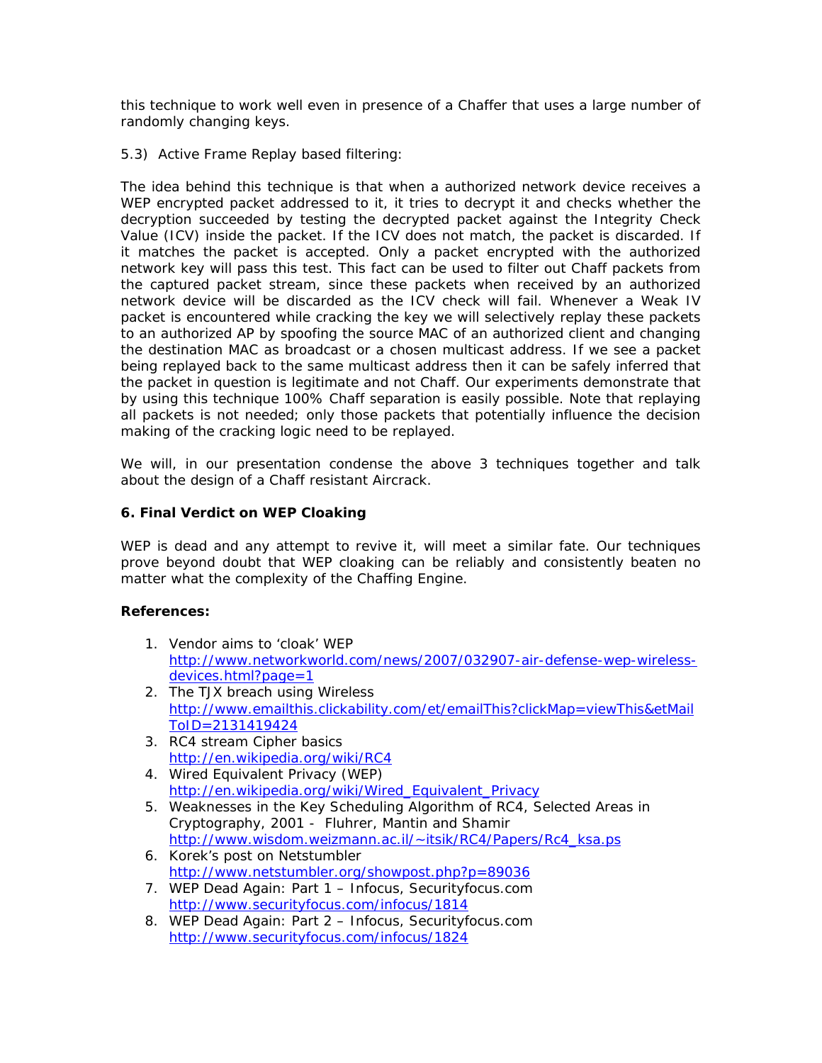this technique to work well even in presence of a Chaffer that uses a large number of randomly changing keys.

5.3) Active Frame Replay based filtering:

The idea behind this technique is that when a authorized network device receives a WEP encrypted packet addressed to it, it tries to decrypt it and checks whether the decryption succeeded by testing the decrypted packet against the Integrity Check Value (ICV) inside the packet. If the ICV does not match, the packet is discarded. If it matches the packet is accepted. Only a packet encrypted with the authorized network key will pass this test. This fact can be used to filter out Chaff packets from the captured packet stream, since these packets when received by an authorized network device will be discarded as the ICV check will fail. Whenever a Weak IV packet is encountered while cracking the key we will selectively replay these packets to an authorized AP by spoofing the source MAC of an authorized client and changing the destination MAC as broadcast or a chosen multicast address. If we see a packet being replayed back to the same multicast address then it can be safely inferred that the packet in question is legitimate and not Chaff. Our experiments demonstrate that by using this technique 100% Chaff separation is easily possible. Note that replaying all packets is not needed; only those packets that potentially influence the decision making of the cracking logic need to be replayed.

We will, in our presentation condense the above 3 techniques together and talk about the design of a Chaff resistant Aircrack.

**6. Final Verdict on WEP Cloaking**

WEP is dead and any attempt to revive it, will meet a similar fate. Our techniques prove beyond doubt that WEP cloaking can be reliably and consistently beaten no matter what the complexity of the Chaffing Engine.

**References:**

1. Vendor aims to 'cloak' WEP
   http://www.networkworld.com/news/2007/032907-air-defense-wep-wireless-devices.html?page=1
2. The TJX breach using Wireless
   http://www.emailthis.clickability.com/et/emailThis?clickMap=viewThis&etMailToID=2131419424
3. RC4 stream Cipher basics
   http://en.wikipedia.org/wiki/RC4
4. Wired Equivalent Privacy (WEP)
   http://en.wikipedia.org/wiki/Wired_Equivalent_Privacy
5. Weaknesses in the Key Scheduling Algorithm of RC4, Selected Areas in Cryptography, 2001 - Fluhrer, Mantin and Shamir
   http://www.wisdom.weizmann.ac.il/~itsik/RC4/Papers/Rc4_ksa.ps
6. Korek's post on Netstumbler
   http://www.netstumbler.org/showpost.php?p=89036
7. WEP Dead Again: Part 1 – Infocus, Securityfocus.com
   http://www.securityfocus.com/infocus/1814
8. WEP Dead Again: Part 2 – Infocus, Securityfocus.com
   http://www.securityfocus.com/infocus/1824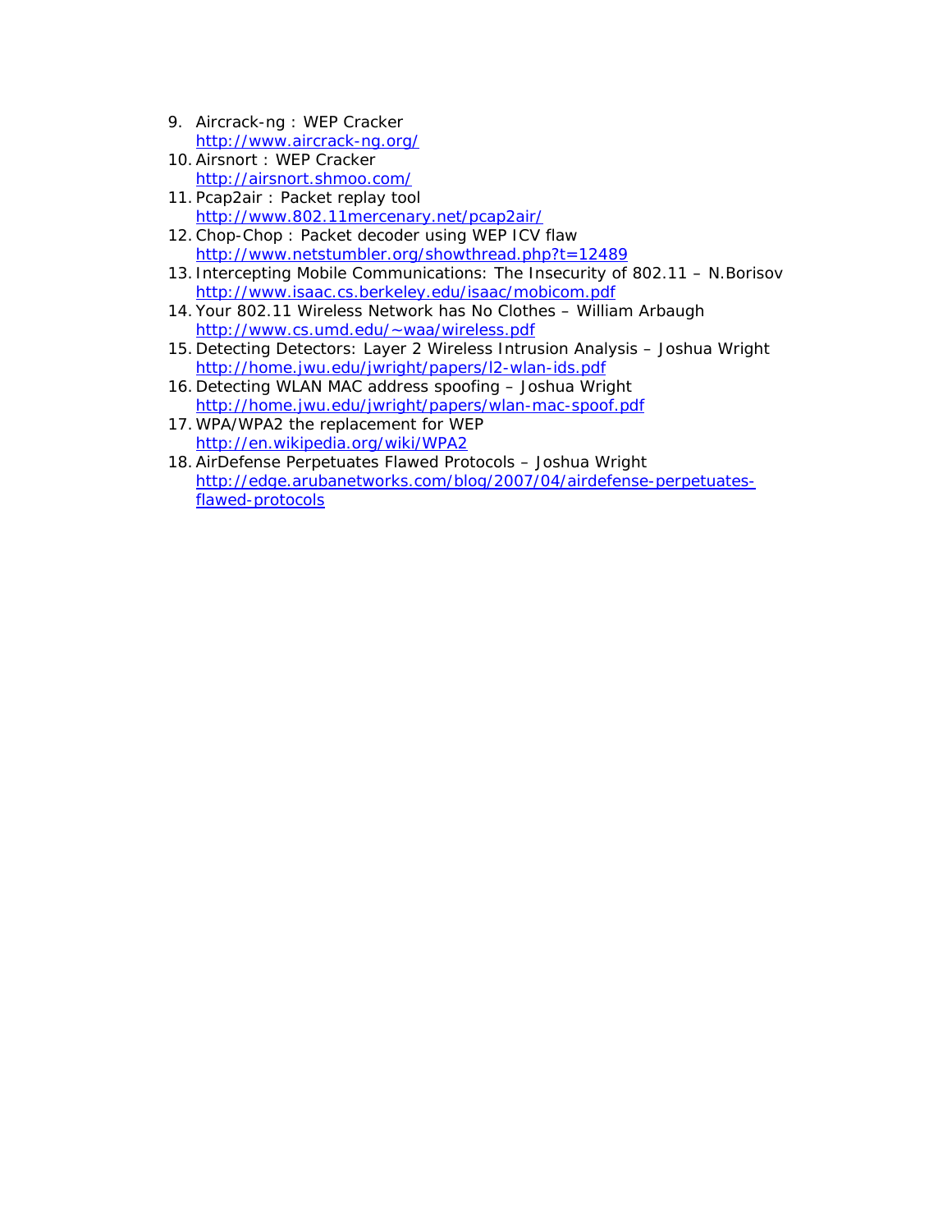9. Aircrack-ng : WEP Cracker
   http://www.aircrack-ng.org/
10. Airsnort : WEP Cracker
    http://airsnort.shmoo.com/
11. Pcap2air : Packet replay tool
    http://www.802.11mercenary.net/pcap2air/
12. Chop-Chop : Packet decoder using WEP ICV flaw
    http://www.netstumbler.org/showthread.php?t=12489
13. Intercepting Mobile Communications: The Insecurity of 802.11 – N.Borisov
    http://www.isaac.cs.berkeley.edu/isaac/mobicom.pdf
14. Your 802.11 Wireless Network has No Clothes – William Arbaugh
    http://www.cs.umd.edu/~waa/wireless.pdf
15. Detecting Detectors: Layer 2 Wireless Intrusion Analysis – Joshua Wright
    http://home.jwu.edu/jwright/papers/l2-wlan-ids.pdf
16. Detecting WLAN MAC address spoofing – Joshua Wright
    http://home.jwu.edu/jwright/papers/wlan-mac-spoof.pdf
17. WPA/WPA2 the replacement for WEP
    http://en.wikipedia.org/wiki/WPA2
18. AirDefense Perpetuates Flawed Protocols – Joshua Wright
    http://edge.arubanetworks.com/blog/2007/04/airdefense-perpetuates-flawed-protocols